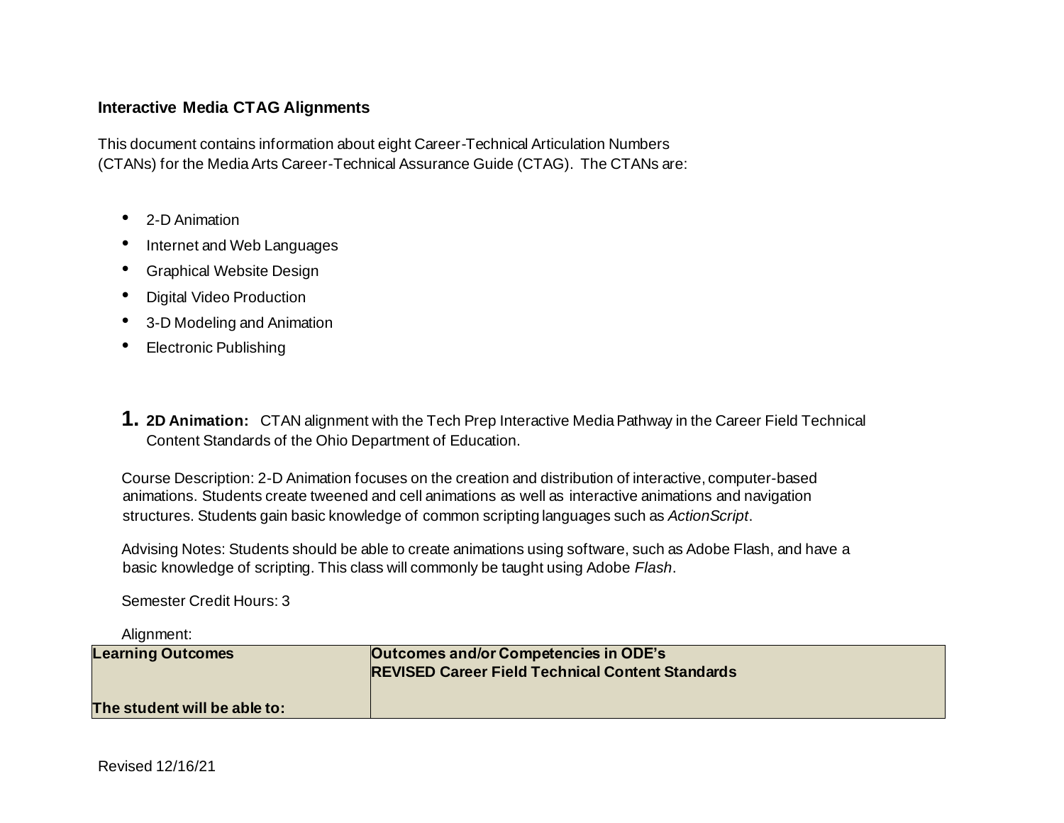## Interactive Media CTAG Alignments

This document contains information about eight Career-Technical Articulation Numbers (CTANs) for the Media Arts Career-Technical Assurance Guide (CTAG). The CTANs are:

- 2-D Animation
- Internet and Web Languages
- Graphical Website Design
- Digital Video Production
- 3-D Modeling and Animation
- Electronic Publishing

## 1. **2D Animation:** CTAN alignment with the Tech Prep Interactive Media Pathway in the Career Field Technical Content Standards of the Ohio Department of Education.

Course Description: 2-D Animation focuses on the creation and distribution of interactive, computer-based animations. Students create tweened and cell animations as well as interactive animations and navigation structures. Students gain basic knowledge of common scripting languages such as *ActionScript*.

Advising Notes: Students should be able to create animations using software, such as Adobe Flash, and have a basic knowledge of scripting. This class will commonly be taught using Adobe *Flash*.

Semester Credit Hours: 3

Alignment:

| **Learning Outcomes**<br><br>**The student will be able to:** | **Outcomes and/or Competencies in ODE's REVISED Career Field Technical Content Standards** |
|---|---|

Revised 12/16/21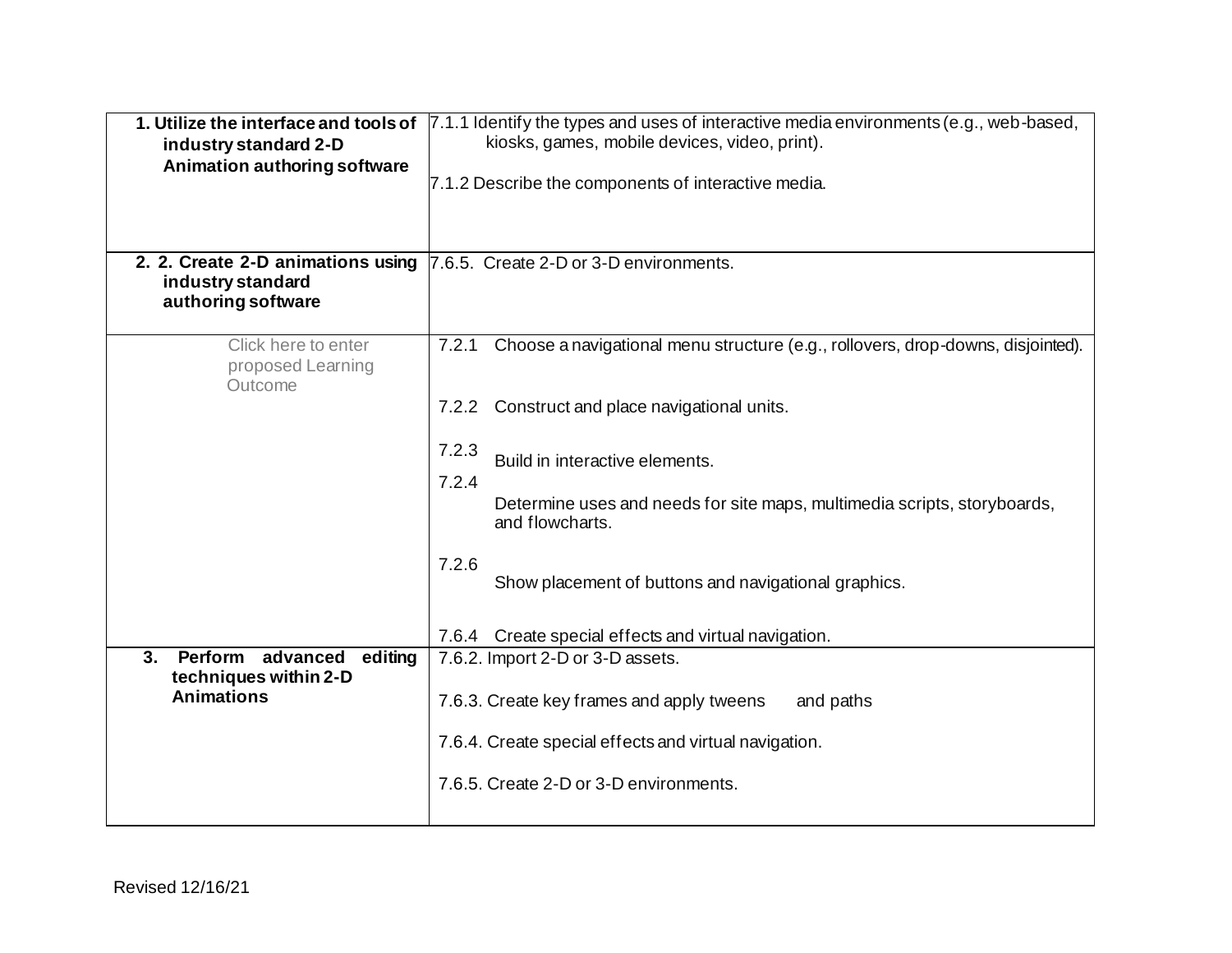| | |
|---|---|
| **1. Utilize the interface and tools of industry standard 2-D Animation authoring software** | 7.1.1 Identify the types and uses of interactive media environments (e.g., web-based, kiosks, games, mobile devices, video, print).<br><br>7.1.2 Describe the components of interactive media. |
| **2. 2. Create 2-D animations using industry standard authoring software** | 7.6.5. Create 2-D or 3-D environments. |
| Click here to enter proposed Learning Outcome | 7.2.1 Choose a navigational menu structure (e.g., rollovers, drop-downs, disjointed).<br><br>7.2.2 Construct and place navigational units.<br><br>7.2.3 Build in interactive elements.<br><br>7.2.4 Determine uses and needs for site maps, multimedia scripts, storyboards, and flowcharts.<br><br>7.2.6 Show placement of buttons and navigational graphics.<br><br>7.6.4 Create special effects and virtual navigation. |
| **3. Perform advanced editing techniques within 2-D Animations** | 7.6.2. Import 2-D or 3-D assets.<br><br>7.6.3. Create key frames and apply tweens and paths<br><br>7.6.4. Create special effects and virtual navigation.<br><br>7.6.5. Create 2-D or 3-D environments. |

Revised 12/16/21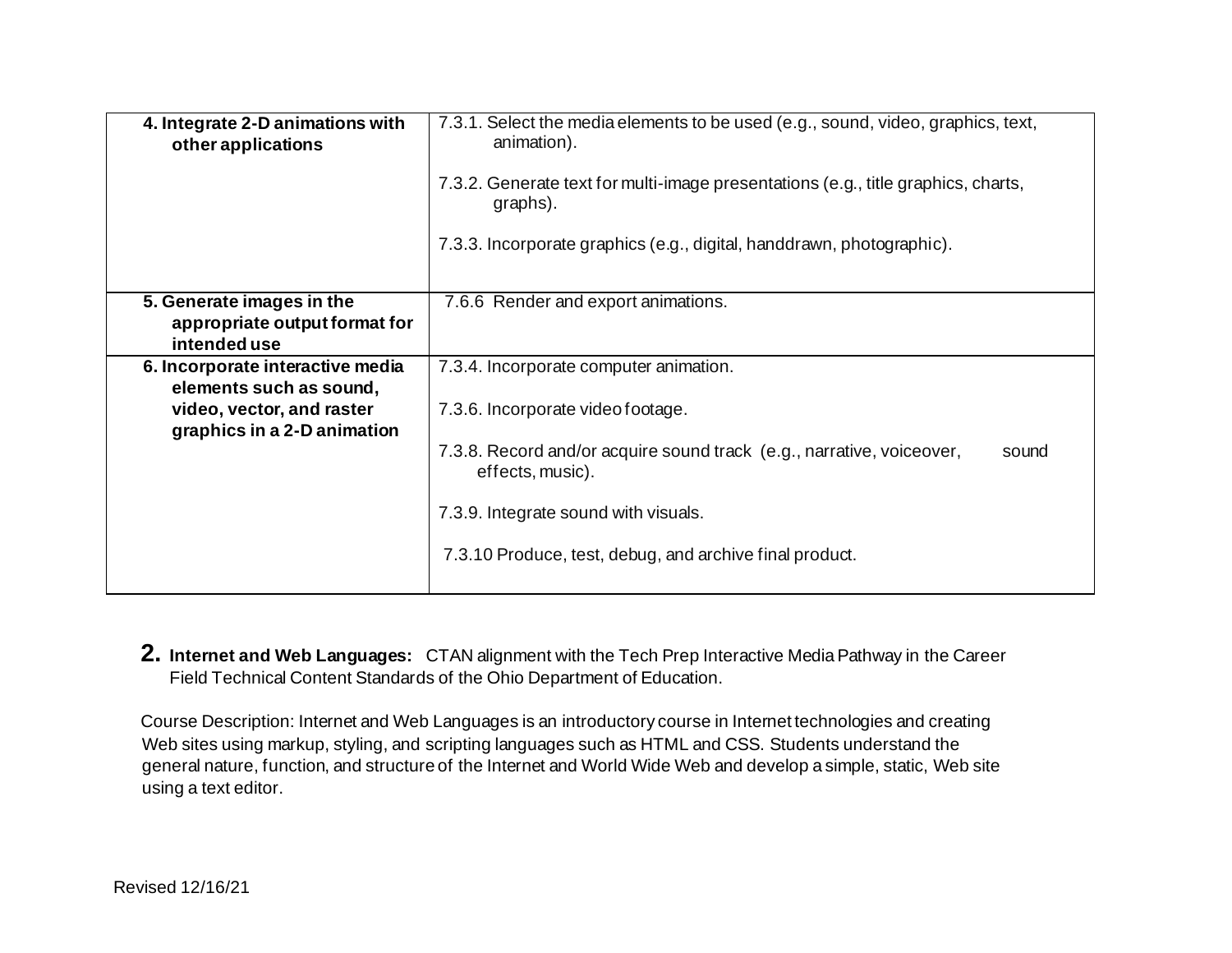| | |
|---|---|
| **4. Integrate 2-D animations with other applications** | 7.3.1. Select the media elements to be used (e.g., sound, video, graphics, text, animation).<br><br>7.3.2. Generate text for multi-image presentations (e.g., title graphics, charts, graphs).<br><br>7.3.3. Incorporate graphics (e.g., digital, handdrawn, photographic). |
| **5. Generate images in the appropriate output format for intended use** | 7.6.6 Render and export animations. |
| **6. Incorporate interactive media elements such as sound, video, vector, and raster graphics in a 2-D animation** | 7.3.4. Incorporate computer animation.<br><br>7.3.6. Incorporate video footage.<br><br>7.3.8. Record and/or acquire sound track (e.g., narrative, voiceover, sound effects, music).<br><br>7.3.9. Integrate sound with visuals.<br><br>7.3.10 Produce, test, debug, and archive final product. |

**2. Internet and Web Languages:** CTAN alignment with the Tech Prep Interactive Media Pathway in the Career Field Technical Content Standards of the Ohio Department of Education.

Course Description: Internet and Web Languages is an introductory course in Internet technologies and creating Web sites using markup, styling, and scripting languages such as HTML and CSS. Students understand the general nature, function, and structure of the Internet and World Wide Web and develop a simple, static, Web site using a text editor.

Revised 12/16/21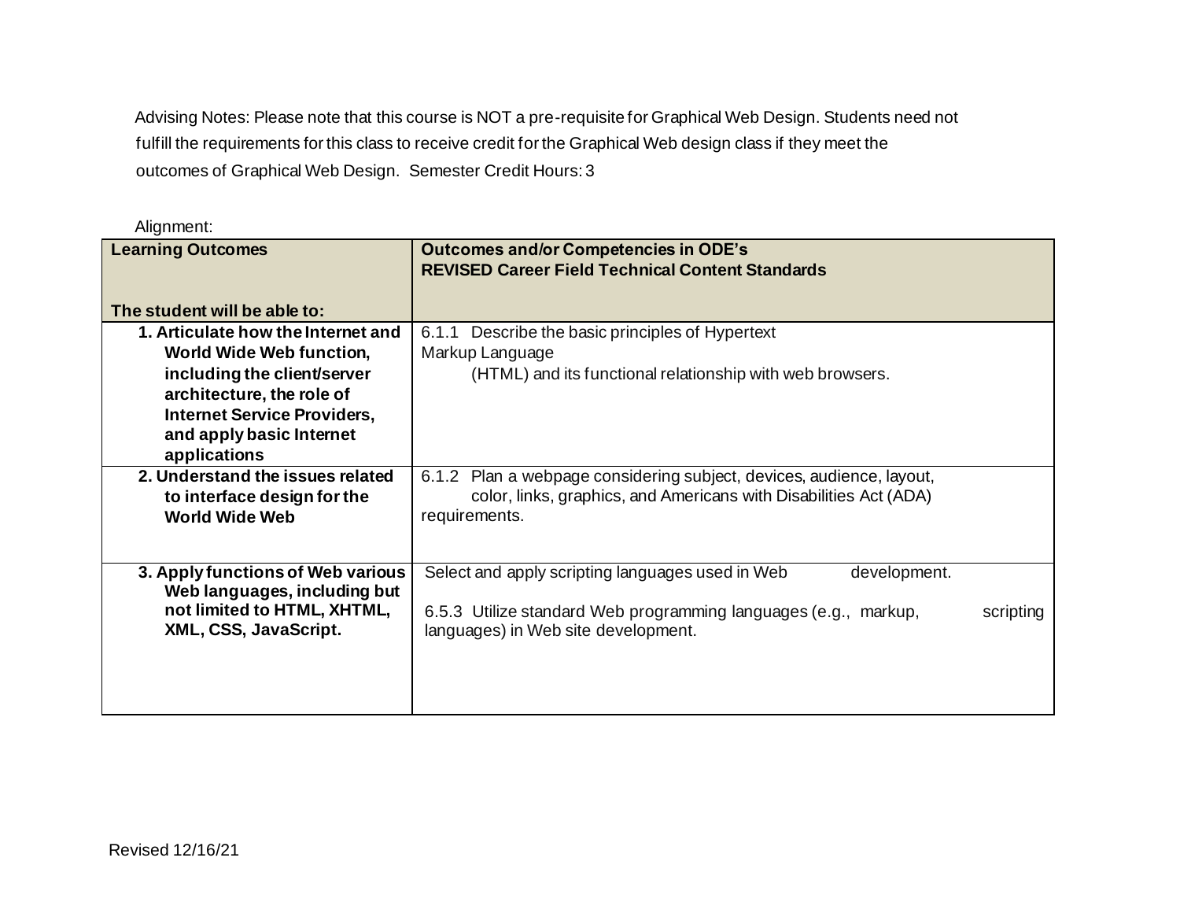Advising Notes: Please note that this course is NOT a pre-requisite for Graphical Web Design. Students need not fulfill the requirements for this class to receive credit for the Graphical Web design class if they meet the outcomes of Graphical Web Design. Semester Credit Hours: 3

Alignment:

| **Learning Outcomes**<br><br>**The student will be able to:** | **Outcomes and/or Competencies in ODE's REVISED Career Field Technical Content Standards** |
|---|---|
| **1. Articulate how the Internet and World Wide Web function, including the client/server architecture, the role of Internet Service Providers, and apply basic Internet applications** | 6.1.1 Describe the basic principles of Hypertext Markup Language (HTML) and its functional relationship with web browsers. |
| **2. Understand the issues related to interface design for the World Wide Web** | 6.1.2 Plan a webpage considering subject, devices, audience, layout, color, links, graphics, and Americans with Disabilities Act (ADA) requirements. |
| **3. Apply functions of Web various Web languages, including but not limited to HTML, XHTML, XML, CSS, JavaScript.** | Select and apply scripting languages used in Web development.<br><br>6.5.3 Utilize standard Web programming languages (e.g., markup, scripting languages) in Web site development. |

Revised 12/16/21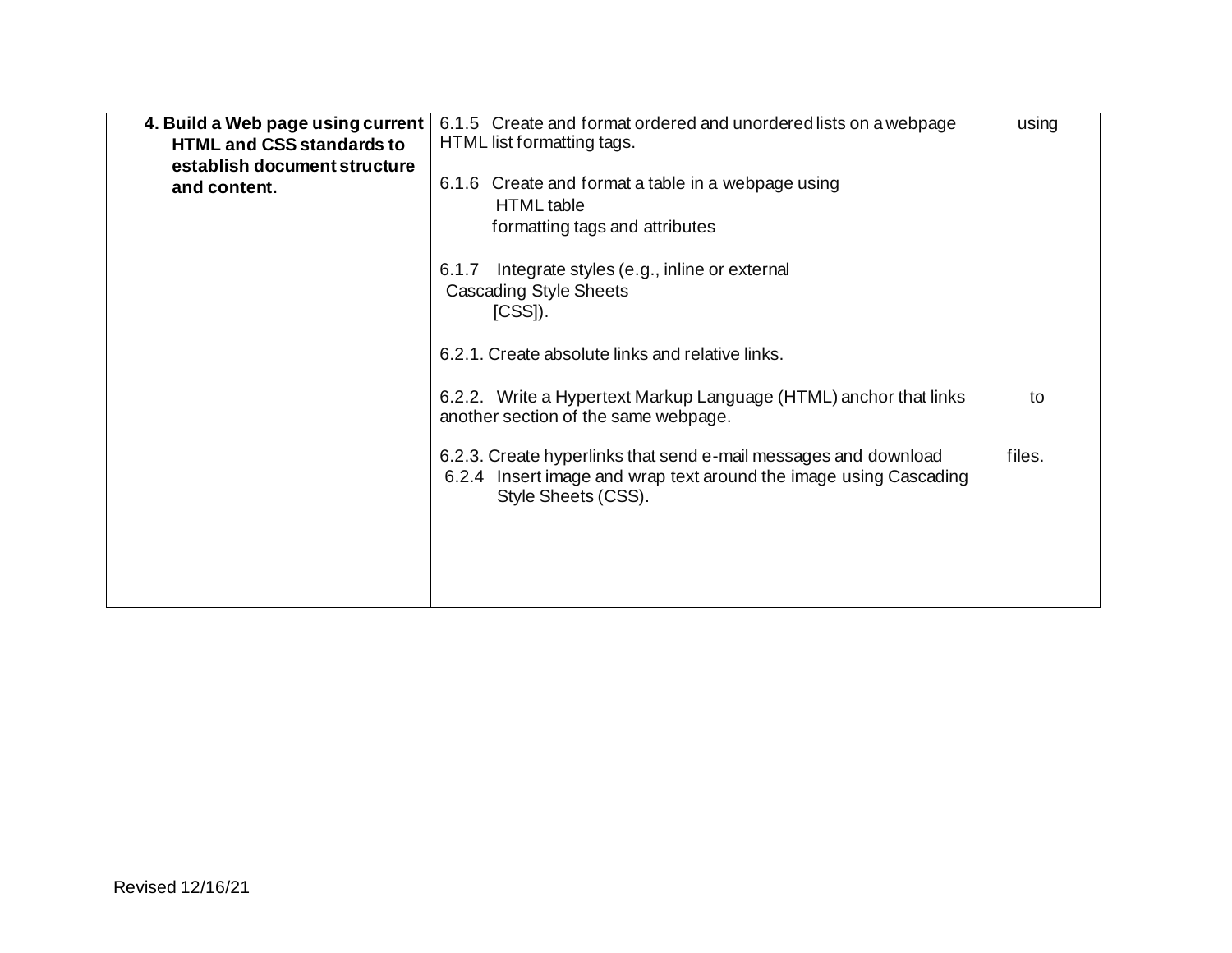| | |
|---|---|
| **4. Build a Web page using current HTML and CSS standards to establish document structure and content.** | 6.1.5 Create and format ordered and unordered lists on a webpage using HTML list formatting tags.<br><br>6.1.6 Create and format a table in a webpage using HTML table formatting tags and attributes<br><br>6.1.7 Integrate styles (e.g., inline or external Cascading Style Sheets [CSS]).<br><br>6.2.1. Create absolute links and relative links.<br><br>6.2.2. Write a Hypertext Markup Language (HTML) anchor that links to another section of the same webpage.<br><br>6.2.3. Create hyperlinks that send e-mail messages and download files.<br>6.2.4 Insert image and wrap text around the image using Cascading Style Sheets (CSS). |

Revised 12/16/21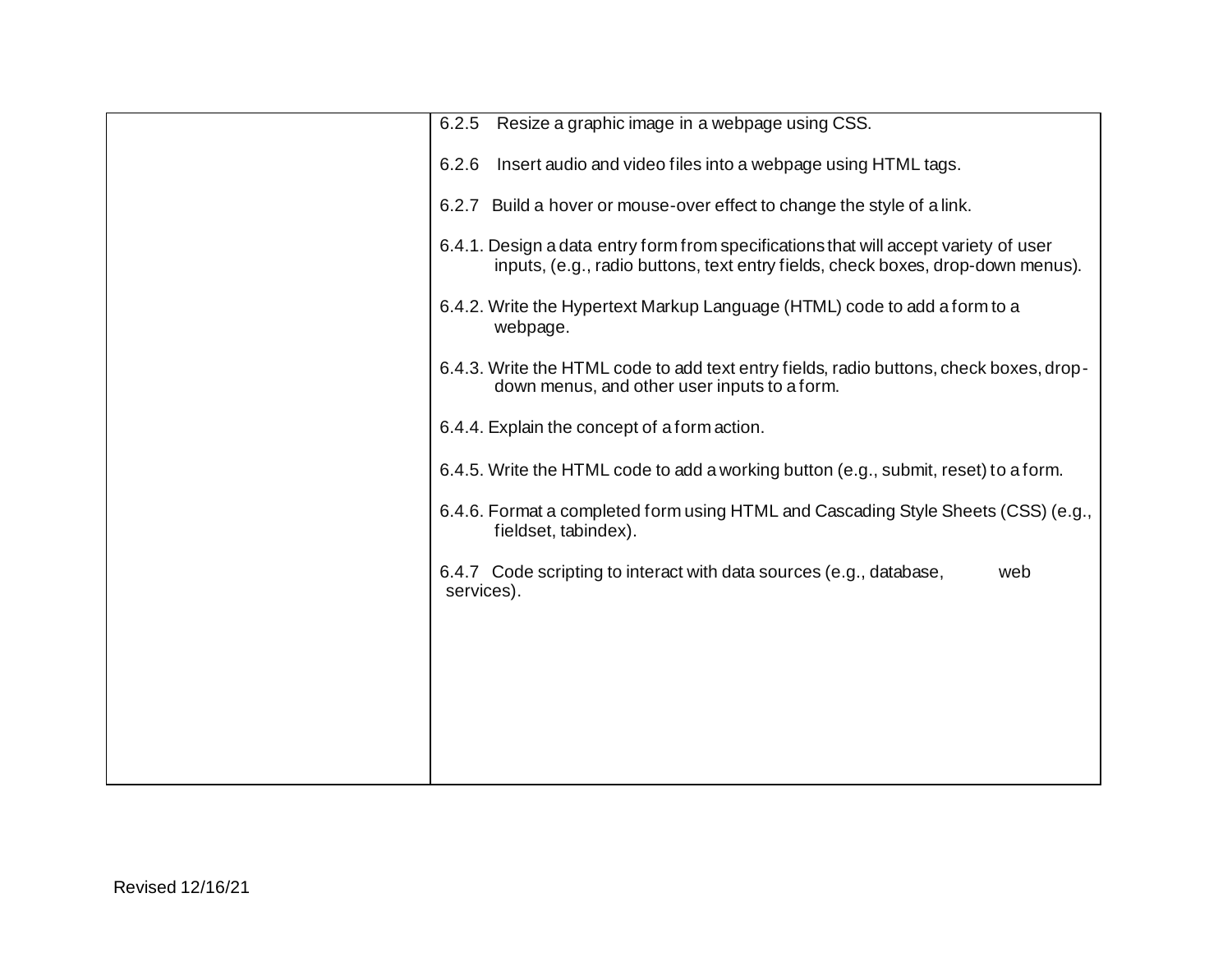| | |
|---|---|
| | 6.2.5 Resize a graphic image in a webpage using CSS.<br><br>6.2.6 Insert audio and video files into a webpage using HTML tags.<br><br>6.2.7 Build a hover or mouse-over effect to change the style of a link.<br><br>6.4.1. Design a data entry form from specifications that will accept variety of user inputs, (e.g., radio buttons, text entry fields, check boxes, drop-down menus).<br><br>6.4.2. Write the Hypertext Markup Language (HTML) code to add a form to a webpage.<br><br>6.4.3. Write the HTML code to add text entry fields, radio buttons, check boxes, drop-down menus, and other user inputs to a form.<br><br>6.4.4. Explain the concept of a form action.<br><br>6.4.5. Write the HTML code to add a working button (e.g., submit, reset) to a form.<br><br>6.4.6. Format a completed form using HTML and Cascading Style Sheets (CSS) (e.g., fieldset, tabindex).<br><br>6.4.7 Code scripting to interact with data sources (e.g., database, web services). |

Revised 12/16/21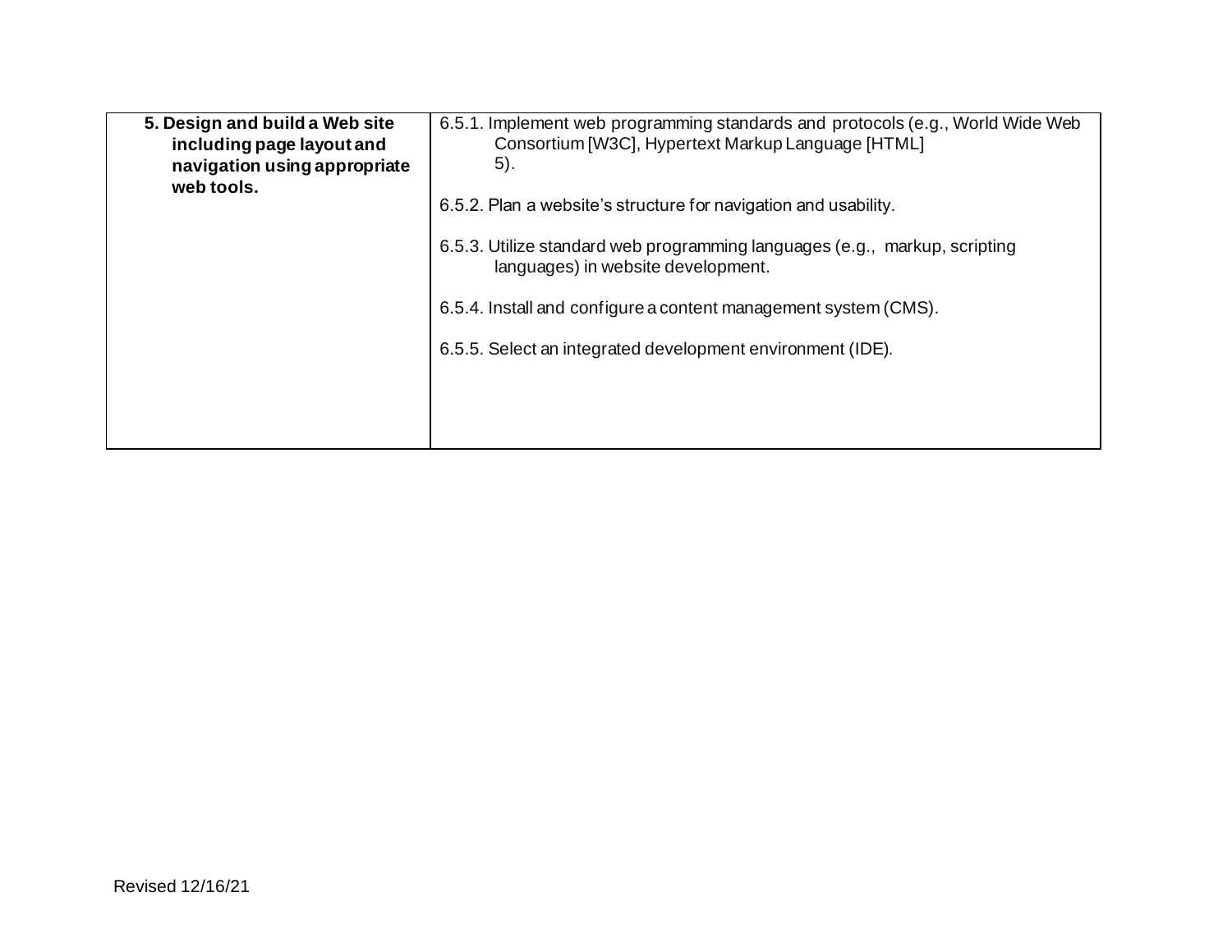| | |
|---|---|
| **5. Design and build a Web site including page layout and navigation using appropriate web tools.** | 6.5.1. Implement web programming standards and protocols (e.g., World Wide Web Consortium [W3C], Hypertext Markup Language [HTML] 5).<br><br>6.5.2. Plan a website's structure for navigation and usability.<br><br>6.5.3. Utilize standard web programming languages (e.g., markup, scripting languages) in website development.<br><br>6.5.4. Install and configure a content management system (CMS).<br><br>6.5.5. Select an integrated development environment (IDE). |

Revised 12/16/21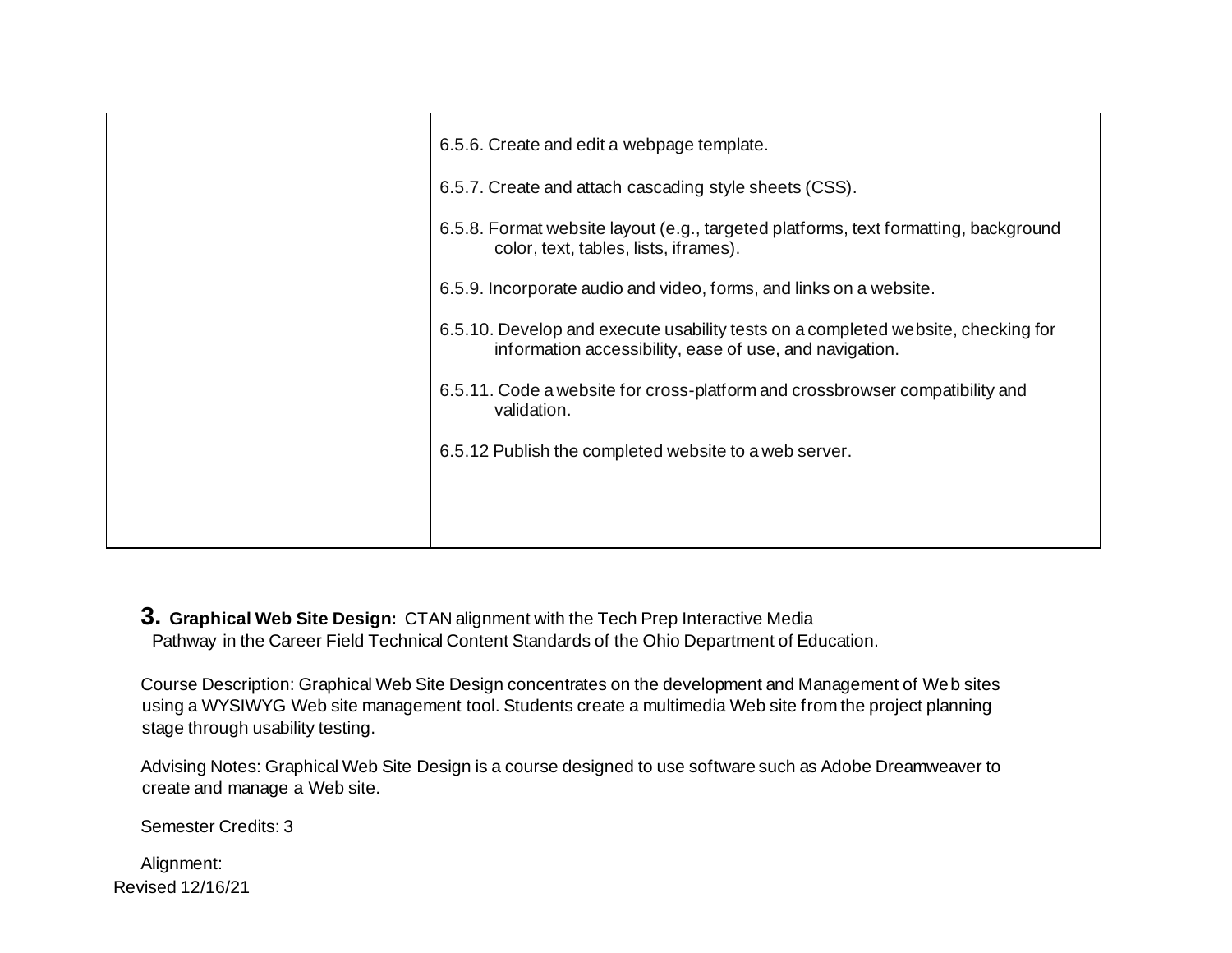| | |
|---|---|
| | 6.5.6. Create and edit a webpage template.<br><br>6.5.7. Create and attach cascading style sheets (CSS).<br><br>6.5.8. Format website layout (e.g., targeted platforms, text formatting, background color, text, tables, lists, iframes).<br><br>6.5.9. Incorporate audio and video, forms, and links on a website.<br><br>6.5.10. Develop and execute usability tests on a completed website, checking for information accessibility, ease of use, and navigation.<br><br>6.5.11. Code a website for cross-platform and crossbrowser compatibility and validation.<br><br>6.5.12 Publish the completed website to a web server. |

**3. Graphical Web Site Design:** CTAN alignment with the Tech Prep Interactive Media Pathway in the Career Field Technical Content Standards of the Ohio Department of Education.

Course Description: Graphical Web Site Design concentrates on the development and Management of Web sites using a WYSIWYG Web site management tool. Students create a multimedia Web site from the project planning stage through usability testing.

Advising Notes: Graphical Web Site Design is a course designed to use software such as Adobe Dreamweaver to create and manage a Web site.

Semester Credits: 3

Alignment:

Revised 12/16/21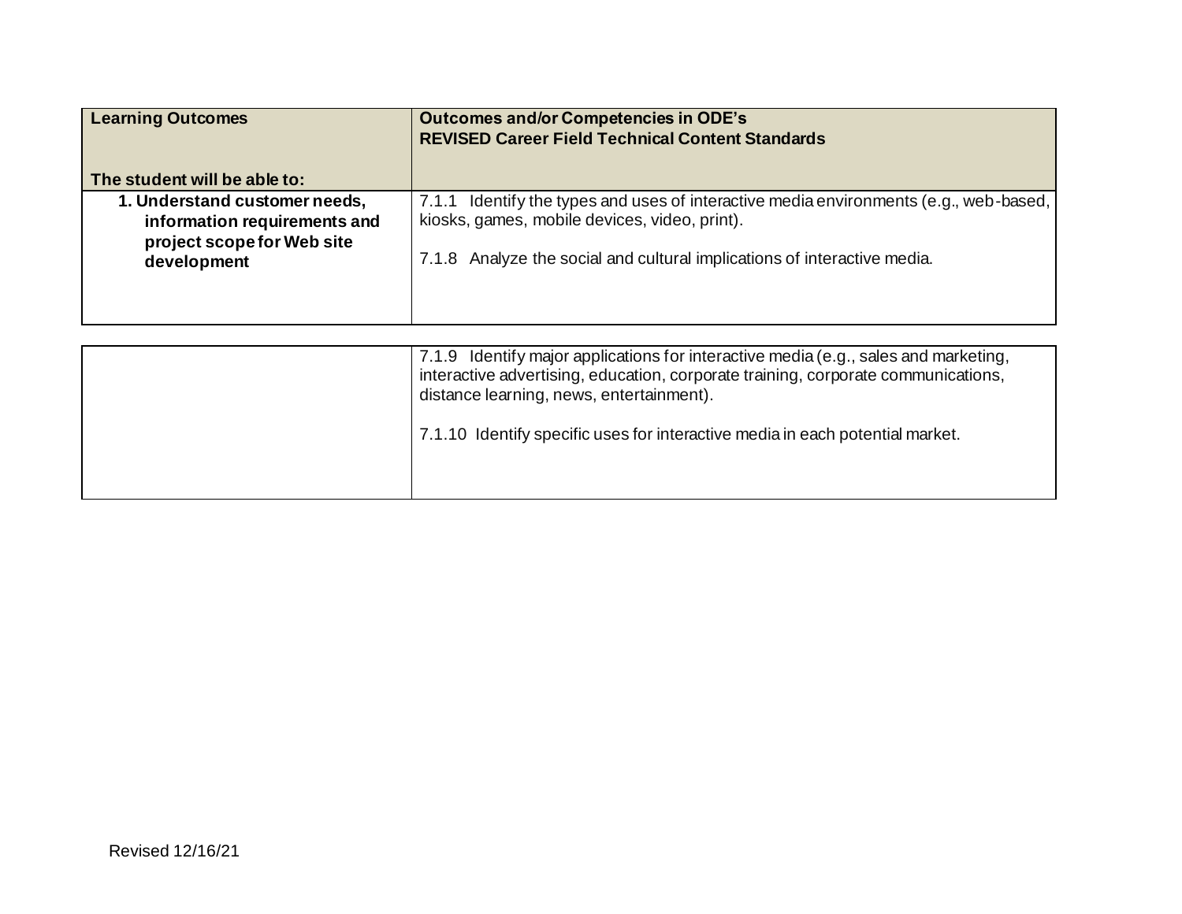| **Learning Outcomes**<br><br>**The student will be able to:** | **Outcomes and/or Competencies in ODE's REVISED Career Field Technical Content Standards** |
| --- | --- |
| **1. Understand customer needs, information requirements and project scope for Web site development** | 7.1.1 Identify the types and uses of interactive media environments (e.g., web-based, kiosks, games, mobile devices, video, print).<br><br>7.1.8 Analyze the social and cultural implications of interactive media. |
| | 7.1.9 Identify major applications for interactive media (e.g., sales and marketing, interactive advertising, education, corporate training, corporate communications, distance learning, news, entertainment).<br><br>7.1.10 Identify specific uses for interactive media in each potential market. |

Revised 12/16/21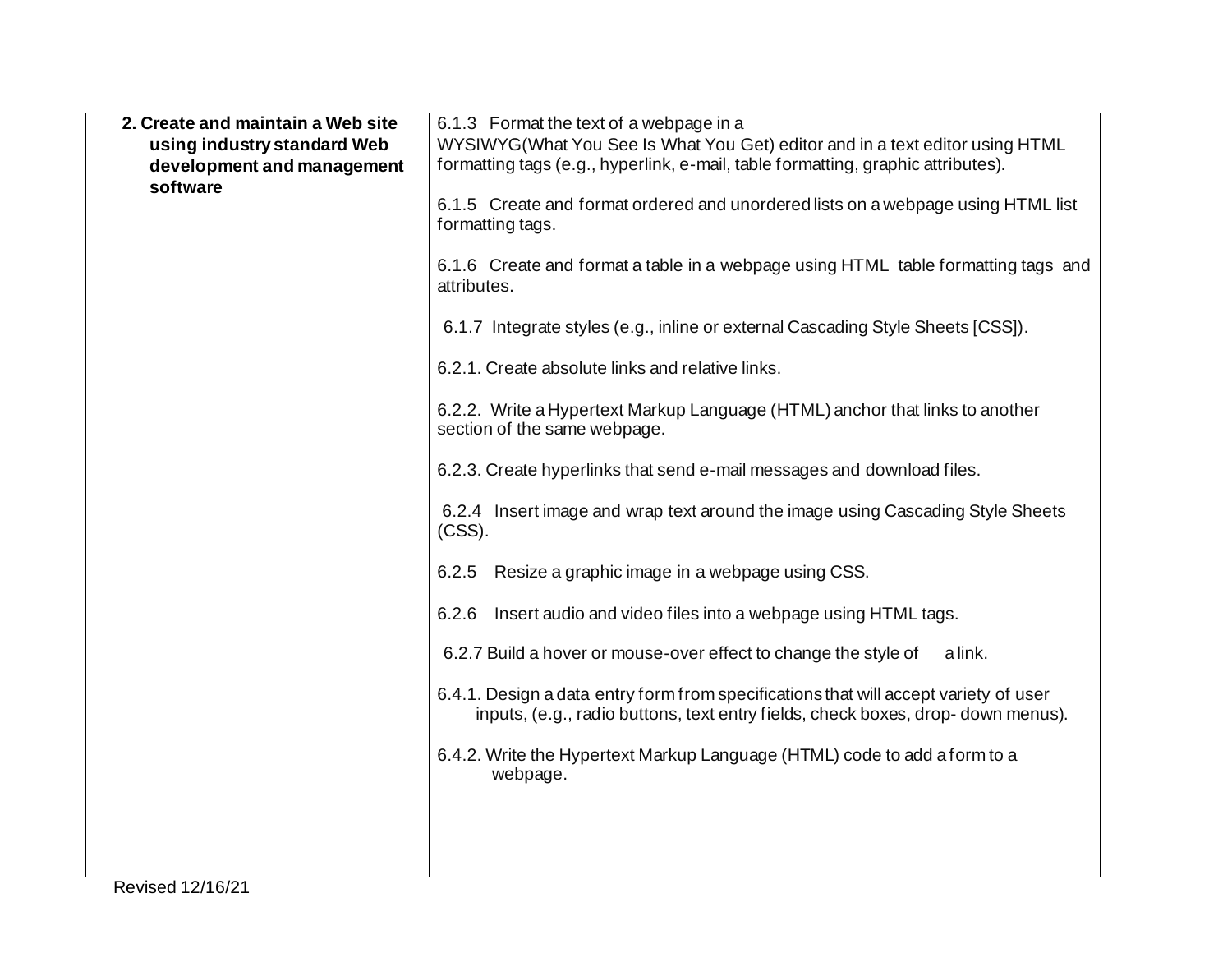| | |
|---|---|
| **2. Create and maintain a Web site using industry standard Web development and management software** | 6.1.3 Format the text of a webpage in a WYSIWYG(What You See Is What You Get) editor and in a text editor using HTML formatting tags (e.g., hyperlink, e-mail, table formatting, graphic attributes).<br><br>6.1.5 Create and format ordered and unordered lists on a webpage using HTML list formatting tags.<br><br>6.1.6 Create and format a table in a webpage using HTML table formatting tags and attributes.<br><br>6.1.7 Integrate styles (e.g., inline or external Cascading Style Sheets [CSS]).<br><br>6.2.1. Create absolute links and relative links.<br><br>6.2.2. Write a Hypertext Markup Language (HTML) anchor that links to another section of the same webpage.<br><br>6.2.3. Create hyperlinks that send e-mail messages and download files.<br><br>6.2.4 Insert image and wrap text around the image using Cascading Style Sheets (CSS).<br><br>6.2.5 Resize a graphic image in a webpage using CSS.<br><br>6.2.6 Insert audio and video files into a webpage using HTML tags.<br><br>6.2.7 Build a hover or mouse-over effect to change the style of a link.<br><br>6.4.1. Design a data entry form from specifications that will accept variety of user inputs, (e.g., radio buttons, text entry fields, check boxes, drop- down menus).<br><br>6.4.2. Write the Hypertext Markup Language (HTML) code to add a form to a webpage. |

Revised 12/16/21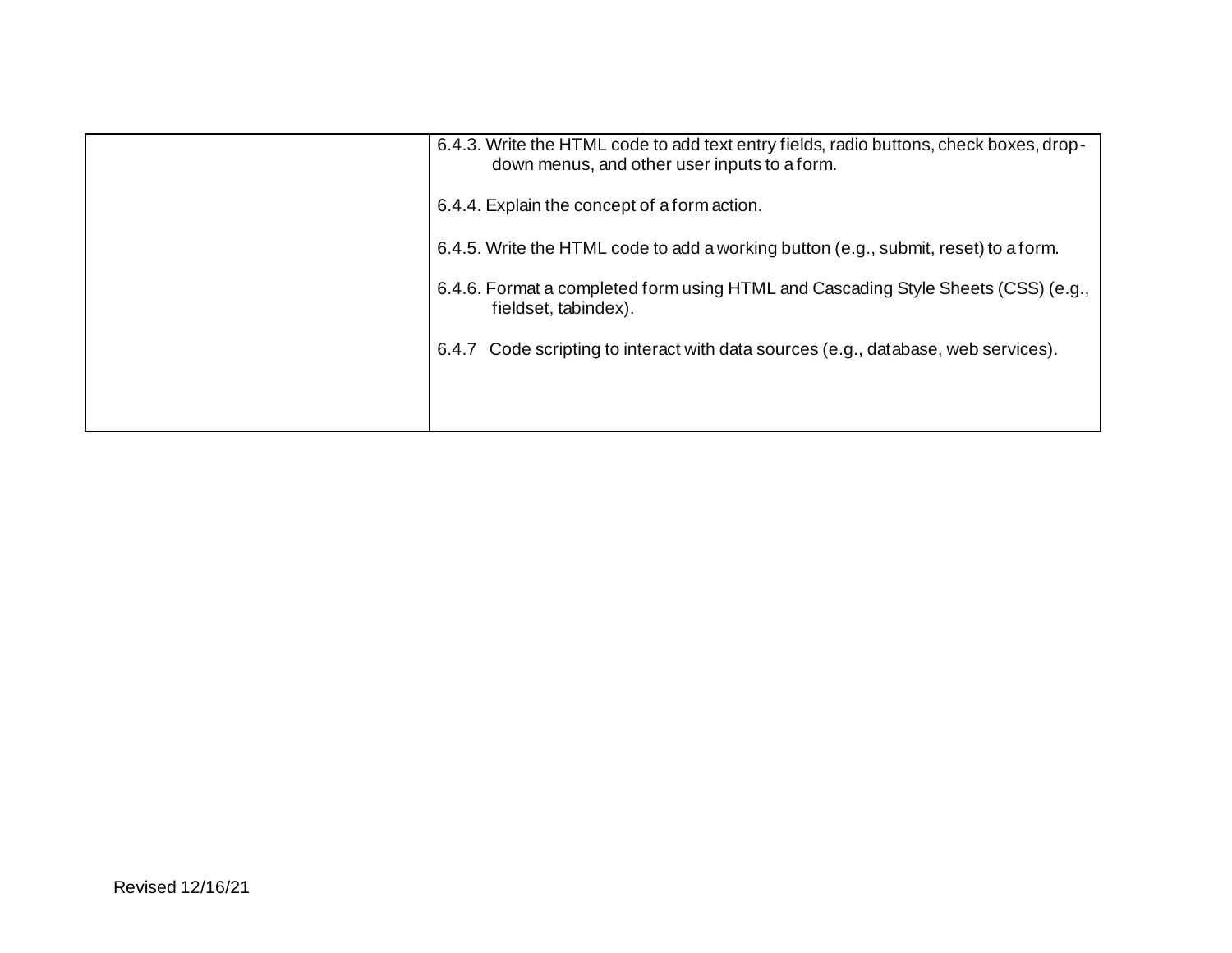| | |
|---|---|
| | 6.4.3. Write the HTML code to add text entry fields, radio buttons, check boxes, drop-down menus, and other user inputs to a form.<br><br>6.4.4. Explain the concept of a form action.<br><br>6.4.5. Write the HTML code to add a working button (e.g., submit, reset) to a form.<br><br>6.4.6. Format a completed form using HTML and Cascading Style Sheets (CSS) (e.g., fieldset, tabindex).<br><br>6.4.7 Code scripting to interact with data sources (e.g., database, web services). |

Revised 12/16/21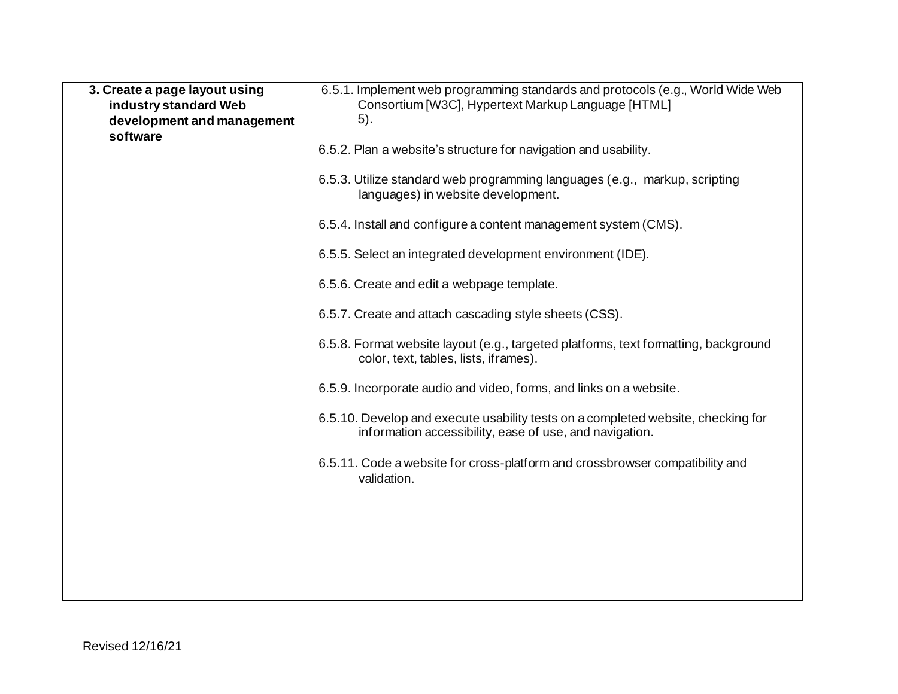| **3. Create a page layout using industry standard Web development and management software** | 6.5.1. Implement web programming standards and protocols (e.g., World Wide Web Consortium [W3C], Hypertext Markup Language [HTML] 5).<br><br>6.5.2. Plan a website's structure for navigation and usability.<br><br>6.5.3. Utilize standard web programming languages (e.g., markup, scripting languages) in website development.<br><br>6.5.4. Install and configure a content management system (CMS).<br><br>6.5.5. Select an integrated development environment (IDE).<br><br>6.5.6. Create and edit a webpage template.<br><br>6.5.7. Create and attach cascading style sheets (CSS).<br><br>6.5.8. Format website layout (e.g., targeted platforms, text formatting, background color, text, tables, lists, iframes).<br><br>6.5.9. Incorporate audio and video, forms, and links on a website.<br><br>6.5.10. Develop and execute usability tests on a completed website, checking for information accessibility, ease of use, and navigation.<br><br>6.5.11. Code a website for cross-platform and crossbrowser compatibility and validation. |
|---|---|

Revised 12/16/21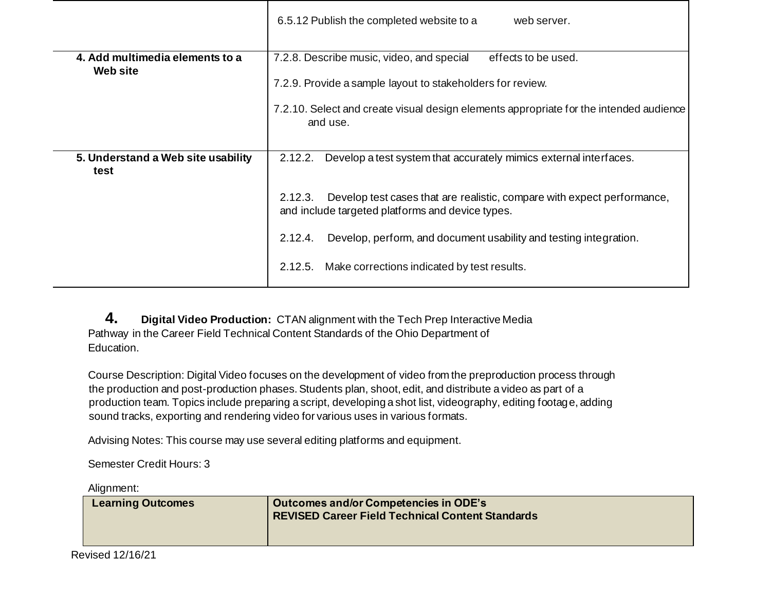| | |
|---|---|
| | 6.5.12 Publish the completed website to a web server. |
| **4. Add multimedia elements to a Web site** | 7.2.8. Describe music, video, and special effects to be used.<br><br>7.2.9. Provide a sample layout to stakeholders for review.<br><br>7.2.10. Select and create visual design elements appropriate for the intended audience and use. |
| **5. Understand a Web site usability test** | 2.12.2. Develop a test system that accurately mimics external interfaces.<br><br>2.12.3. Develop test cases that are realistic, compare with expect performance, and include targeted platforms and device types.<br><br>2.12.4. Develop, perform, and document usability and testing integration.<br><br>2.12.5. Make corrections indicated by test results. |

**4. Digital Video Production:** CTAN alignment with the Tech Prep Interactive Media Pathway in the Career Field Technical Content Standards of the Ohio Department of Education.

Course Description: Digital Video focuses on the development of video from the preproduction process through the production and post-production phases. Students plan, shoot, edit, and distribute a video as part of a production team. Topics include preparing a script, developing a shot list, videography, editing footage, adding sound tracks, exporting and rendering video for various uses in various formats.

Advising Notes: This course may use several editing platforms and equipment.

Semester Credit Hours: 3

Alignment:

| Learning Outcomes | Outcomes and/or Competencies in ODE's REVISED Career Field Technical Content Standards |
|---|---|

Revised 12/16/21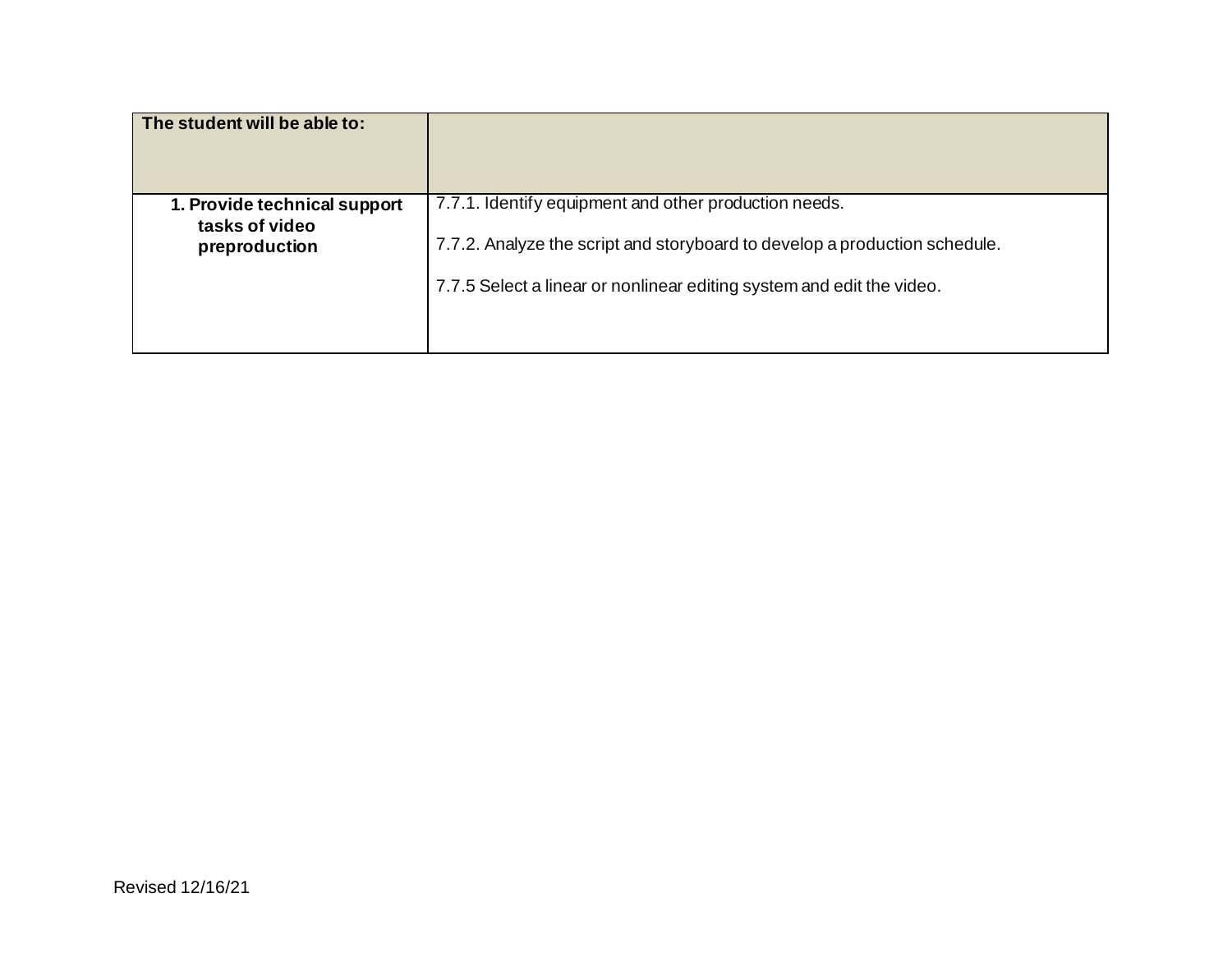| The student will be able to: | |
|---|---|
| **1. Provide technical support tasks of video preproduction** | 7.7.1. Identify equipment and other production needs.<br><br>7.7.2. Analyze the script and storyboard to develop a production schedule.<br><br>7.7.5 Select a linear or nonlinear editing system and edit the video. |

Revised 12/16/21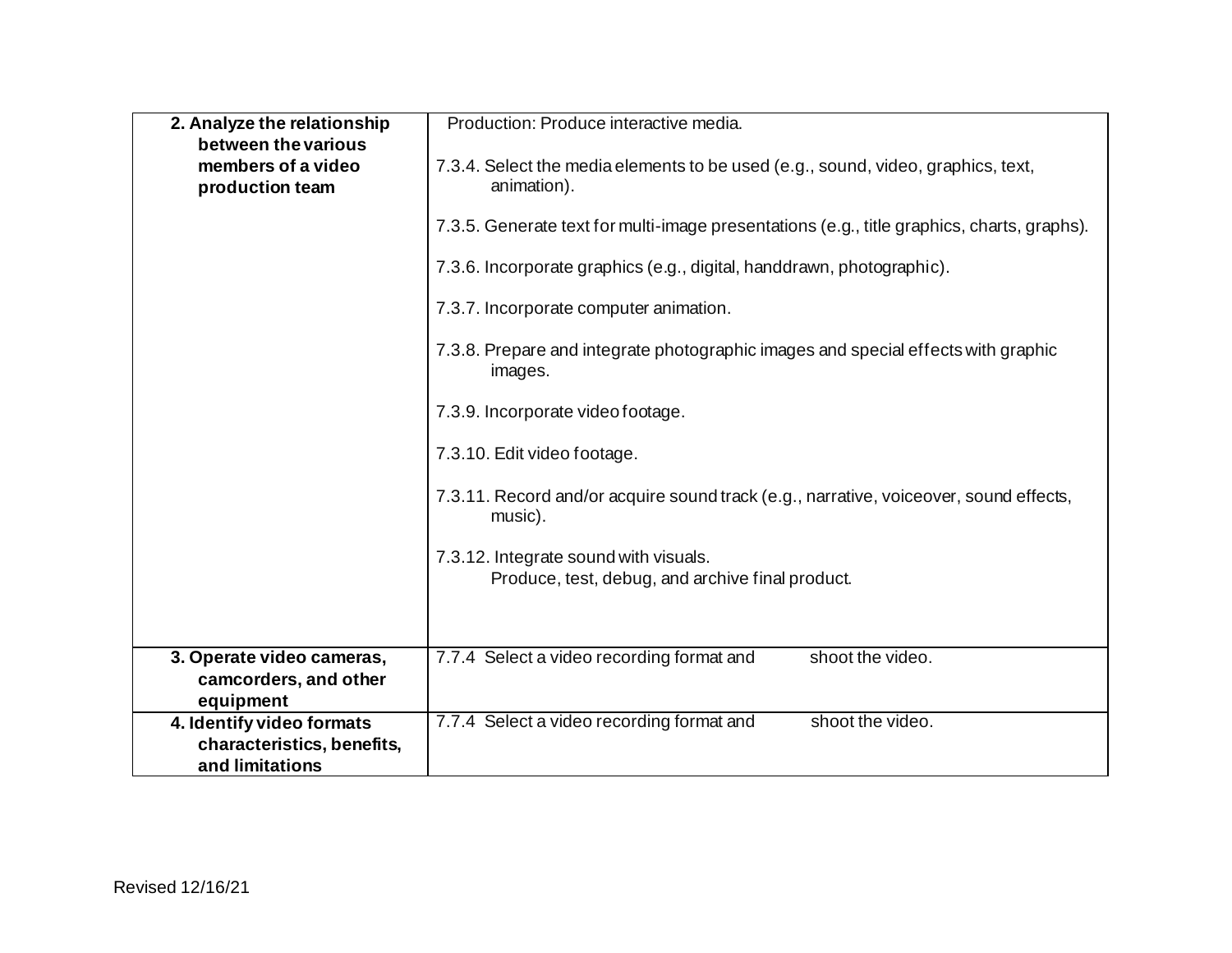| | |
|---|---|
| **2. Analyze the relationship between the various members of a video production team** | Production: Produce interactive media.<br><br>7.3.4. Select the media elements to be used (e.g., sound, video, graphics, text, animation).<br><br>7.3.5. Generate text for multi-image presentations (e.g., title graphics, charts, graphs).<br><br>7.3.6. Incorporate graphics (e.g., digital, handdrawn, photographic).<br><br>7.3.7. Incorporate computer animation.<br><br>7.3.8. Prepare and integrate photographic images and special effects with graphic images.<br><br>7.3.9. Incorporate video footage.<br><br>7.3.10. Edit video footage.<br><br>7.3.11. Record and/or acquire sound track (e.g., narrative, voiceover, sound effects, music).<br><br>7.3.12. Integrate sound with visuals.<br>Produce, test, debug, and archive final product. |
| **3. Operate video cameras, camcorders, and other equipment** | 7.7.4 Select a video recording format and shoot the video. |
| **4. Identify video formats characteristics, benefits, and limitations** | 7.7.4 Select a video recording format and shoot the video. |

Revised 12/16/21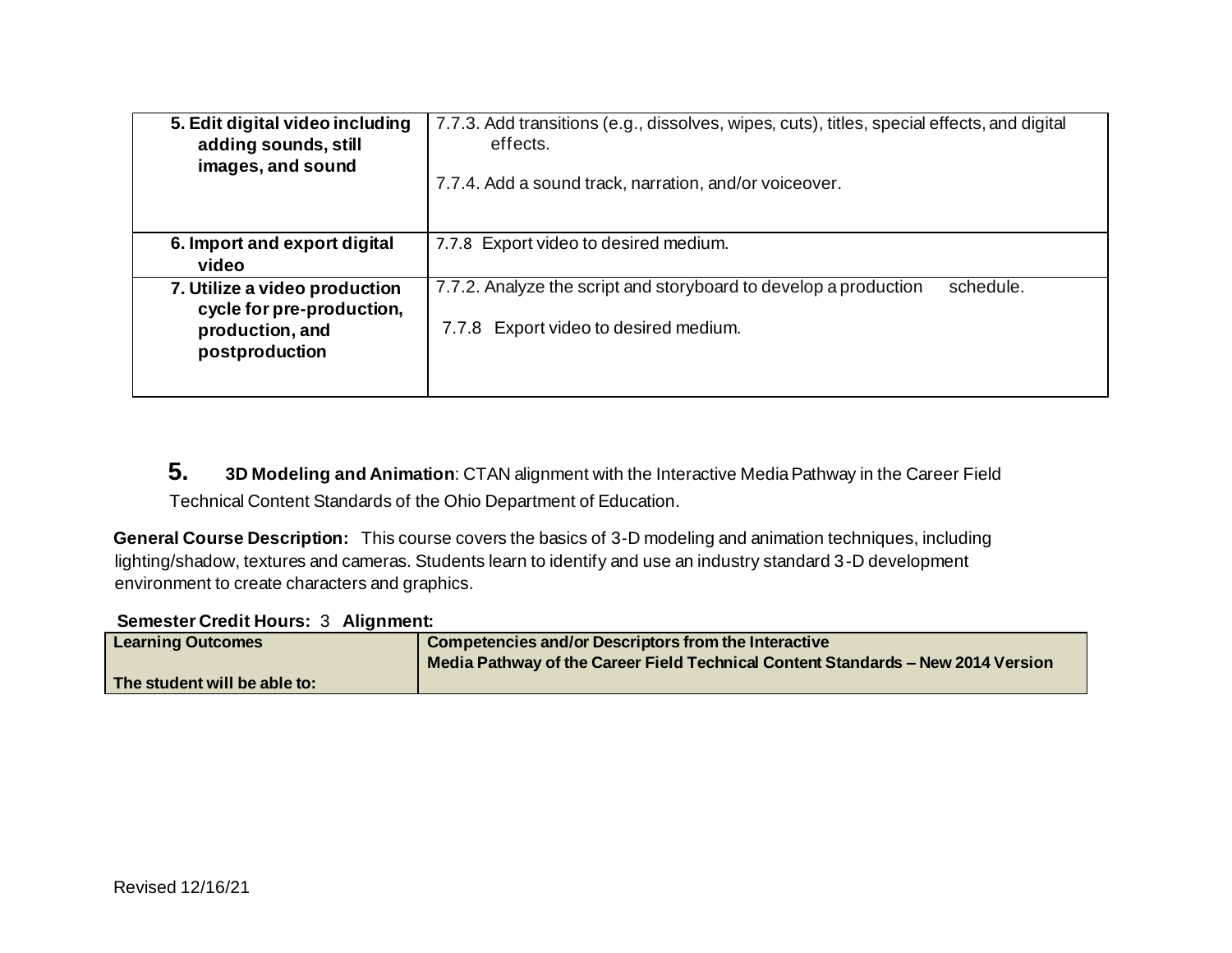| | |
|---|---|
| **5. Edit digital video including adding sounds, still images, and sound** | 7.7.3. Add transitions (e.g., dissolves, wipes, cuts), titles, special effects, and digital effects.<br><br>7.7.4. Add a sound track, narration, and/or voiceover. |
| **6. Import and export digital video** | 7.7.8 Export video to desired medium. |
| **7. Utilize a video production cycle for pre-production, production, and postproduction** | 7.7.2. Analyze the script and storyboard to develop a production schedule.<br><br>7.7.8 Export video to desired medium. |

**5. 3D Modeling and Animation**: CTAN alignment with the Interactive Media Pathway in the Career Field Technical Content Standards of the Ohio Department of Education.

**General Course Description:** This course covers the basics of 3-D modeling and animation techniques, including lighting/shadow, textures and cameras. Students learn to identify and use an industry standard 3-D development environment to create characters and graphics.

**Semester Credit Hours:** 3 **Alignment:**

| **Learning Outcomes**<br><br>**The student will be able to:** | **Competencies and/or Descriptors from the Interactive Media Pathway of the Career Field Technical Content Standards – New 2014 Version** |
|---|---|

Revised 12/16/21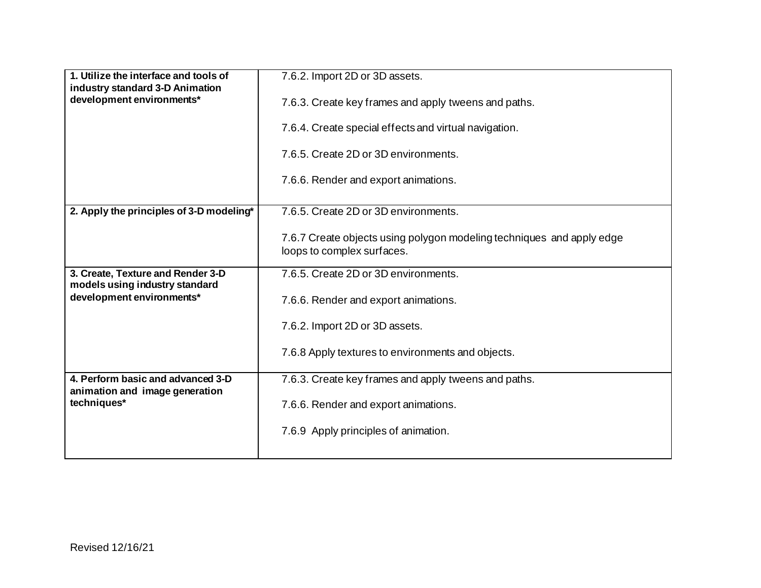| | |
|---|---|
| **1. Utilize the interface and tools of industry standard 3-D Animation development environments*** | 7.6.2. Import 2D or 3D assets.<br><br>7.6.3. Create key frames and apply tweens and paths.<br><br>7.6.4. Create special effects and virtual navigation.<br><br>7.6.5. Create 2D or 3D environments.<br><br>7.6.6. Render and export animations. |
| **2. Apply the principles of 3-D modeling*** | 7.6.5. Create 2D or 3D environments.<br><br>7.6.7 Create objects using polygon modeling techniques and apply edge loops to complex surfaces. |
| **3. Create, Texture and Render 3-D models using industry standard development environments*** | 7.6.5. Create 2D or 3D environments.<br><br>7.6.6. Render and export animations.<br><br>7.6.2. Import 2D or 3D assets.<br><br>7.6.8 Apply textures to environments and objects. |
| **4. Perform basic and advanced 3-D animation and image generation techniques*** | 7.6.3. Create key frames and apply tweens and paths.<br><br>7.6.6. Render and export animations.<br><br>7.6.9 Apply principles of animation. |

Revised 12/16/21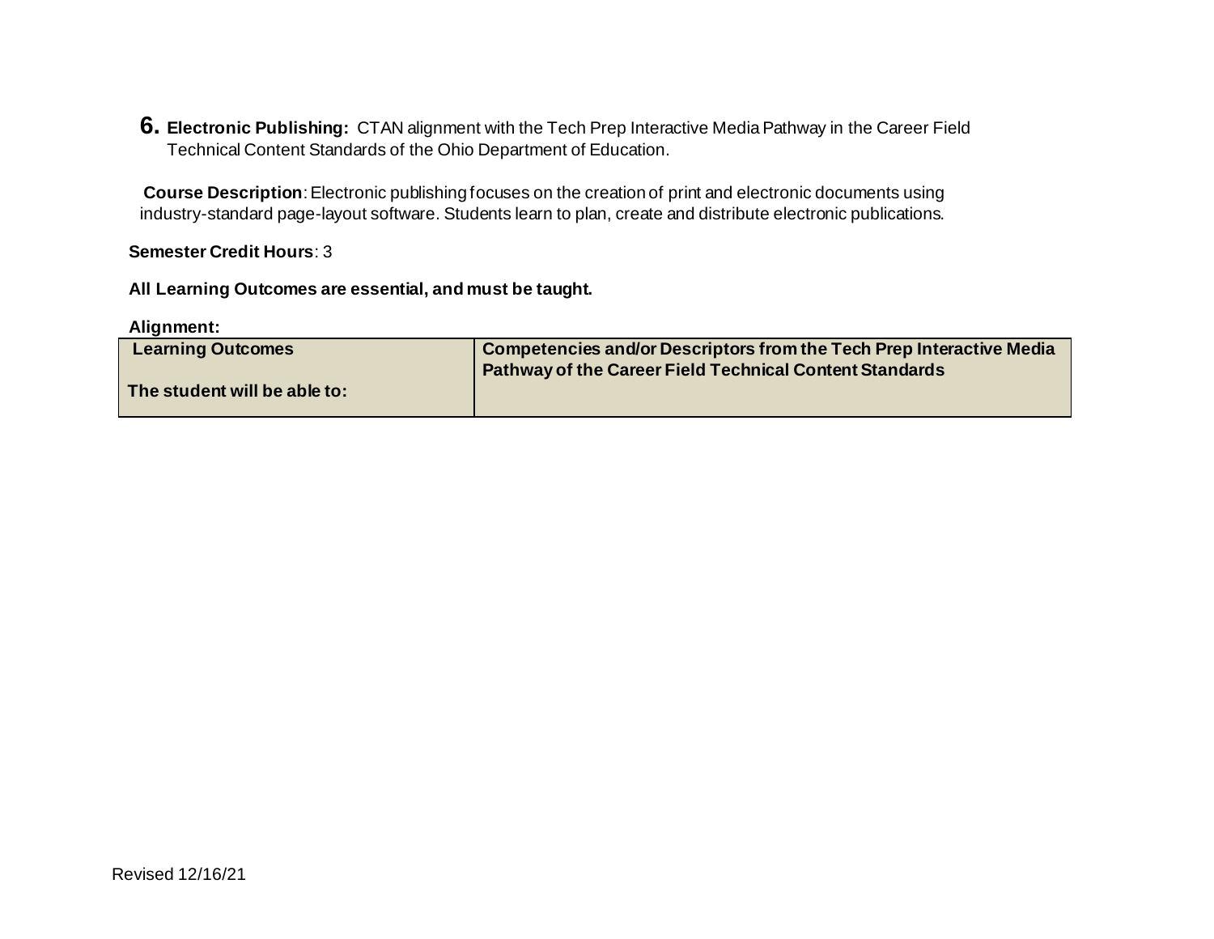## 6. **Electronic Publishing:** CTAN alignment with the Tech Prep Interactive Media Pathway in the Career Field Technical Content Standards of the Ohio Department of Education.

**Course Description**: Electronic publishing focuses on the creation of print and electronic documents using industry-standard page-layout software. Students learn to plan, create and distribute electronic publications.

**Semester Credit Hours**: 3

**All Learning Outcomes are essential, and must be taught.**

**Alignment:**

| **Learning Outcomes**<br><br>**The student will be able to:** | **Competencies and/or Descriptors from the Tech Prep Interactive Media Pathway of the Career Field Technical Content Standards** |
|---|---|

Revised 12/16/21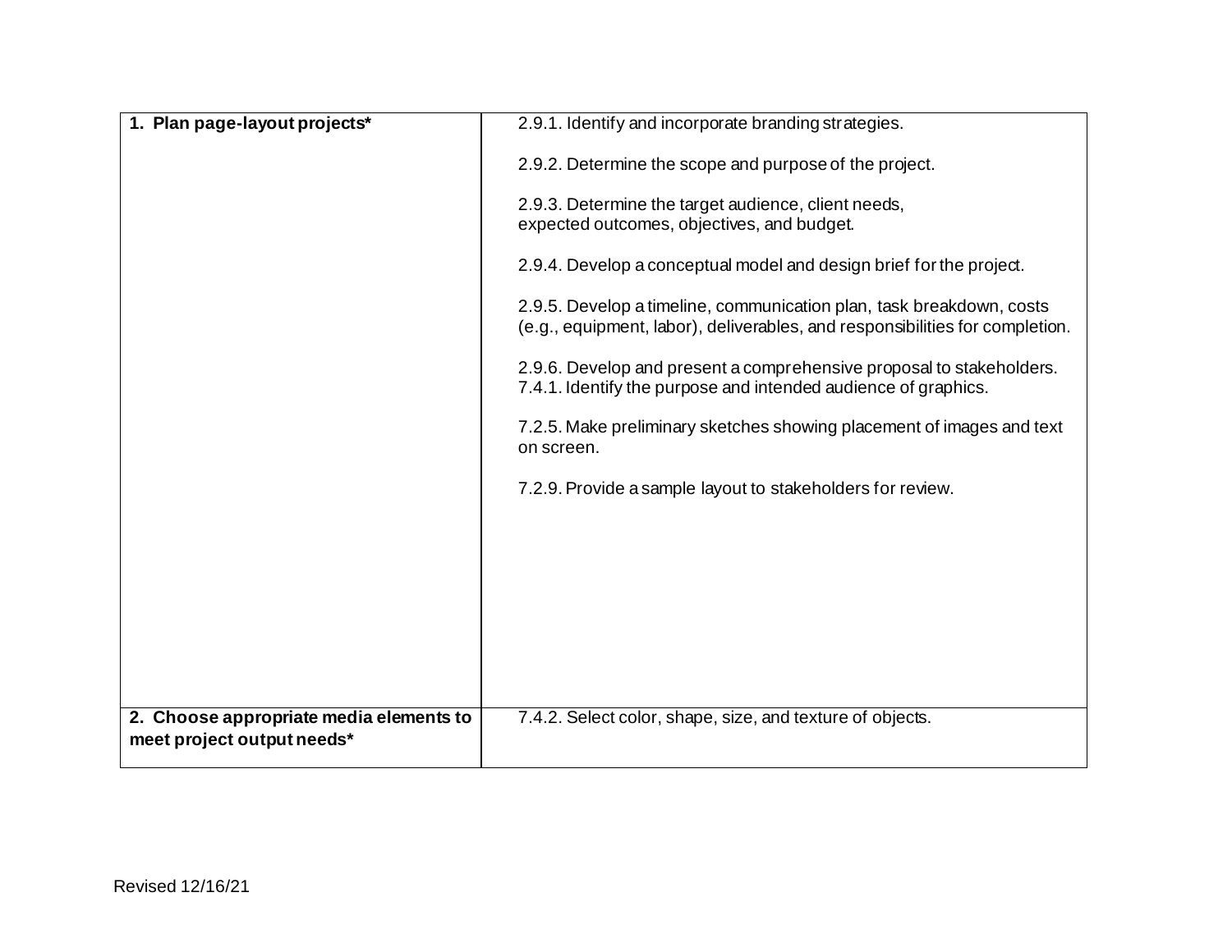| | |
|---|---|
| **1. Plan page-layout projects*** | 2.9.1. Identify and incorporate branding strategies.<br><br>2.9.2. Determine the scope and purpose of the project.<br><br>2.9.3. Determine the target audience, client needs, expected outcomes, objectives, and budget.<br><br>2.9.4. Develop a conceptual model and design brief for the project.<br><br>2.9.5. Develop a timeline, communication plan, task breakdown, costs (e.g., equipment, labor), deliverables, and responsibilities for completion.<br><br>2.9.6. Develop and present a comprehensive proposal to stakeholders.<br>7.4.1. Identify the purpose and intended audience of graphics.<br><br>7.2.5. Make preliminary sketches showing placement of images and text on screen.<br><br>7.2.9. Provide a sample layout to stakeholders for review. |
| **2. Choose appropriate media elements to meet project output needs*** | 7.4.2. Select color, shape, size, and texture of objects. |

Revised 12/16/21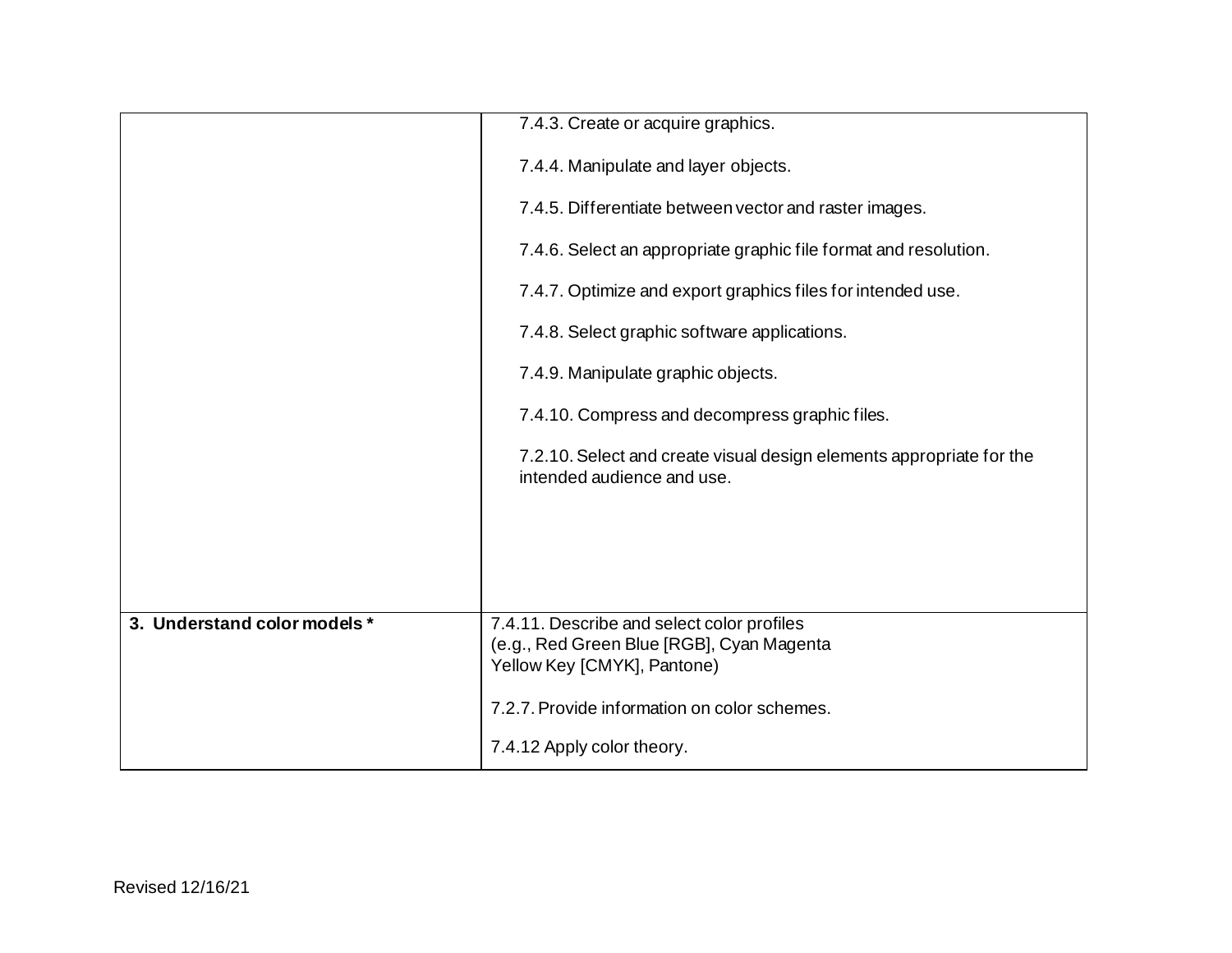| | |
|---|---|
| | 7.4.3. Create or acquire graphics.<br><br>7.4.4. Manipulate and layer objects.<br><br>7.4.5. Differentiate between vector and raster images.<br><br>7.4.6. Select an appropriate graphic file format and resolution.<br><br>7.4.7. Optimize and export graphics files for intended use.<br><br>7.4.8. Select graphic software applications.<br><br>7.4.9. Manipulate graphic objects.<br><br>7.4.10. Compress and decompress graphic files.<br><br>7.2.10. Select and create visual design elements appropriate for the intended audience and use. |
| **3. Understand color models *** | 7.4.11. Describe and select color profiles (e.g., Red Green Blue [RGB], Cyan Magenta Yellow Key [CMYK], Pantone)<br><br>7.2.7. Provide information on color schemes.<br><br>7.4.12 Apply color theory. |

Revised 12/16/21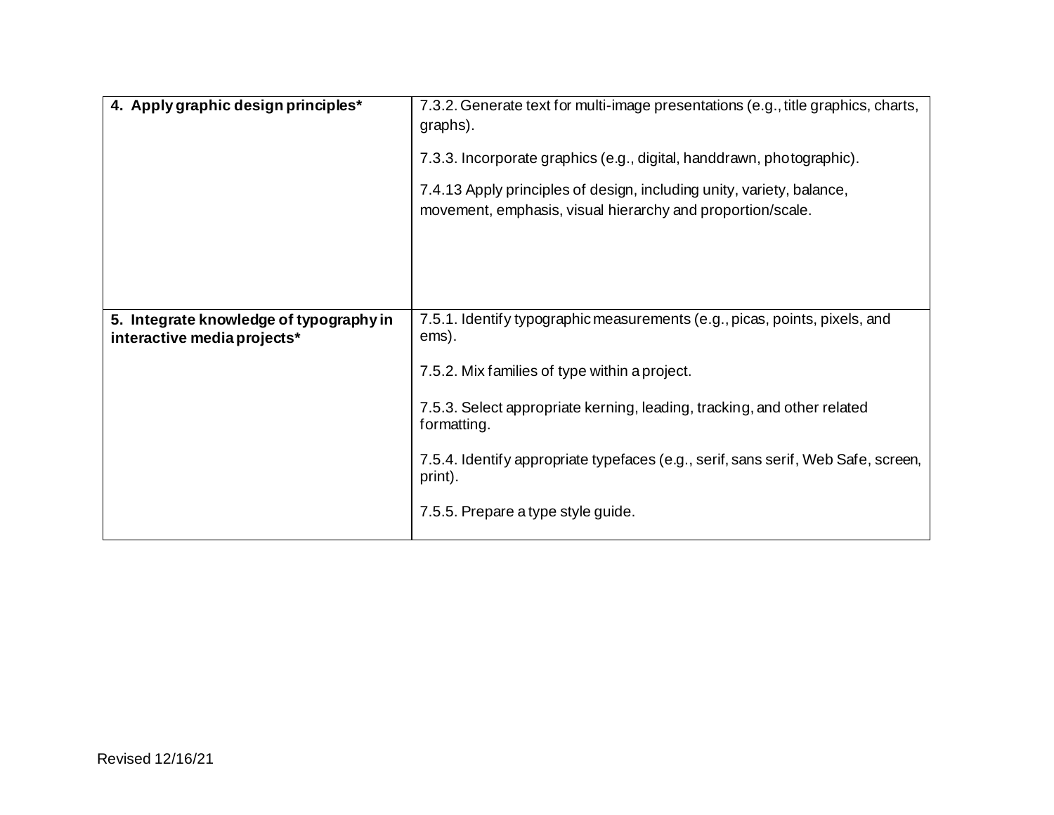| | |
|---|---|
| **4. Apply graphic design principles*** | 7.3.2. Generate text for multi-image presentations (e.g., title graphics, charts, graphs).<br><br>7.3.3. Incorporate graphics (e.g., digital, handdrawn, photographic).<br><br>7.4.13 Apply principles of design, including unity, variety, balance, movement, emphasis, visual hierarchy and proportion/scale. |
| **5. Integrate knowledge of typography in interactive media projects*** | 7.5.1. Identify typographic measurements (e.g., picas, points, pixels, and ems).<br><br>7.5.2. Mix families of type within a project.<br><br>7.5.3. Select appropriate kerning, leading, tracking, and other related formatting.<br><br>7.5.4. Identify appropriate typefaces (e.g., serif, sans serif, Web Safe, screen, print).<br><br>7.5.5. Prepare a type style guide. |

Revised 12/16/21